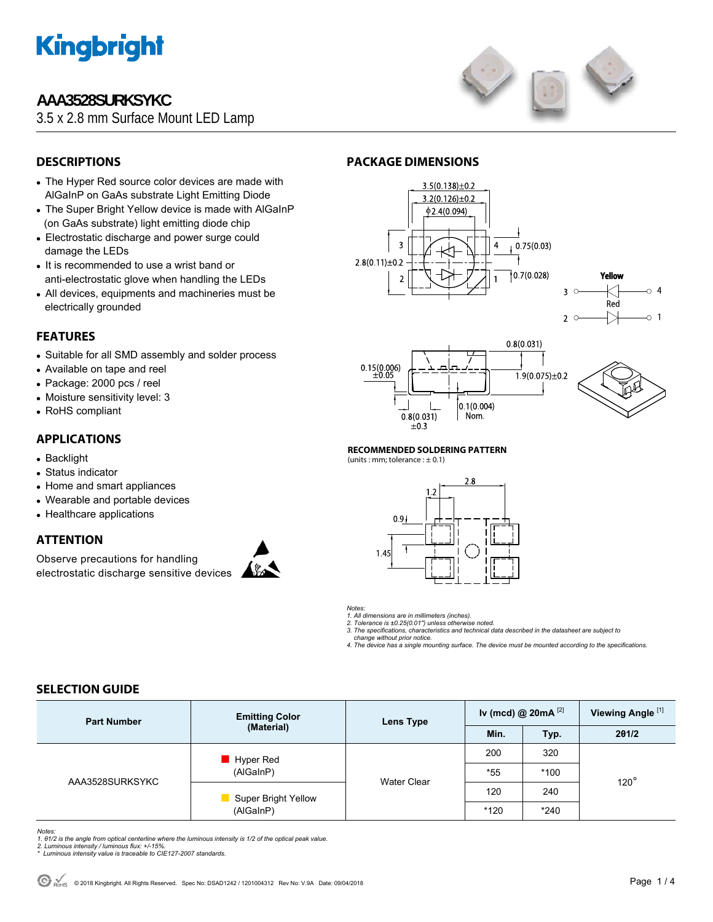# Kingbright

## AAA3528SURKSYKC

3.5 x 2.8 mm Surface Mount LED Lamp

## DESCRIPTIONS

- The Hyper Red source color devices are made with AlGaInP on GaAs substrate Light Emitting Diode
- The Super Bright Yellow device is made with AlGaInP (on GaAs substrate) light emitting diode chip
- Electrostatic discharge and power surge could damage the LEDs
- It is recommended to use a wrist band or anti-electrostatic glove when handling the LEDs
- All devices, equipments and machineries must be electrically grounded

## FEATURES

- Suitable for all SMD assembly and solder process
- Available on tape and reel
- Package: 2000 pcs / reel
- Moisture sensitivity level: 3
- RoHS compliant

## APPLICATIONS

- Backlight
- Status indicator
- Home and smart appliances
- Wearable and portable devices
- Healthcare applications

## ATTENTION

Observe precautions for handling electrostatic discharge sensitive devices

## PACKAGE DIMENSIONS

3.5(0.138)±0.2
3.2(0.126)±0.2
ϕ2.4(0.094)
2.8(0.11)±0.2
0.75(0.03)
0.7(0.028)
Yellow: 3 — 4
Red: 2 — 1
0.15(0.006) ±0.05
0.8(0.031)
1.9(0.075)±0.2
0.8(0.031) ±0.3
0.1(0.004) Nom.

**RECOMMENDED SOLDERING PATTERN**
(units : mm; tolerance : ± 0.1)

2.8, 1.2, 0.9, 1.45

*Notes:*
*1. All dimensions are in millimeters (inches).*
*2. Tolerance is ±0.25(0.01") unless otherwise noted.*
*3. The specifications, characteristics and technical data described in the datasheet are subject to change without prior notice.*
*4. The device has a single mounting surface. The device must be mounted according to the specifications.*

## SELECTION GUIDE

| Part Number | Emitting Color (Material) | Lens Type | Iv (mcd) @ 20mA [2] | | Viewing Angle [1] |
|---|---|---|---|---|---|
| | | | Min. | Typ. | 2θ1/2 |
| AAA3528SURKSYKC | Hyper Red (AlGaInP) | Water Clear | 200 | 320 | 120° |
| | | | *55 | *100 | |
| | Super Bright Yellow (AlGaInP) | | 120 | 240 | |
| | | | *120 | *240 | |

*Notes:*
*1. θ1/2 is the angle from optical centerline where the luminous intensity is 1/2 of the optical peak value.*
*2. Luminous intensity / luminous flux: +/-15%.*
*\* Luminous intensity value is traceable to CIE127-2007 standards.*

© 2018 Kingbright. All Rights Reserved. Spec No: DSAD1242 / 1201004312 Rev No: V.9A Date: 09/04/2018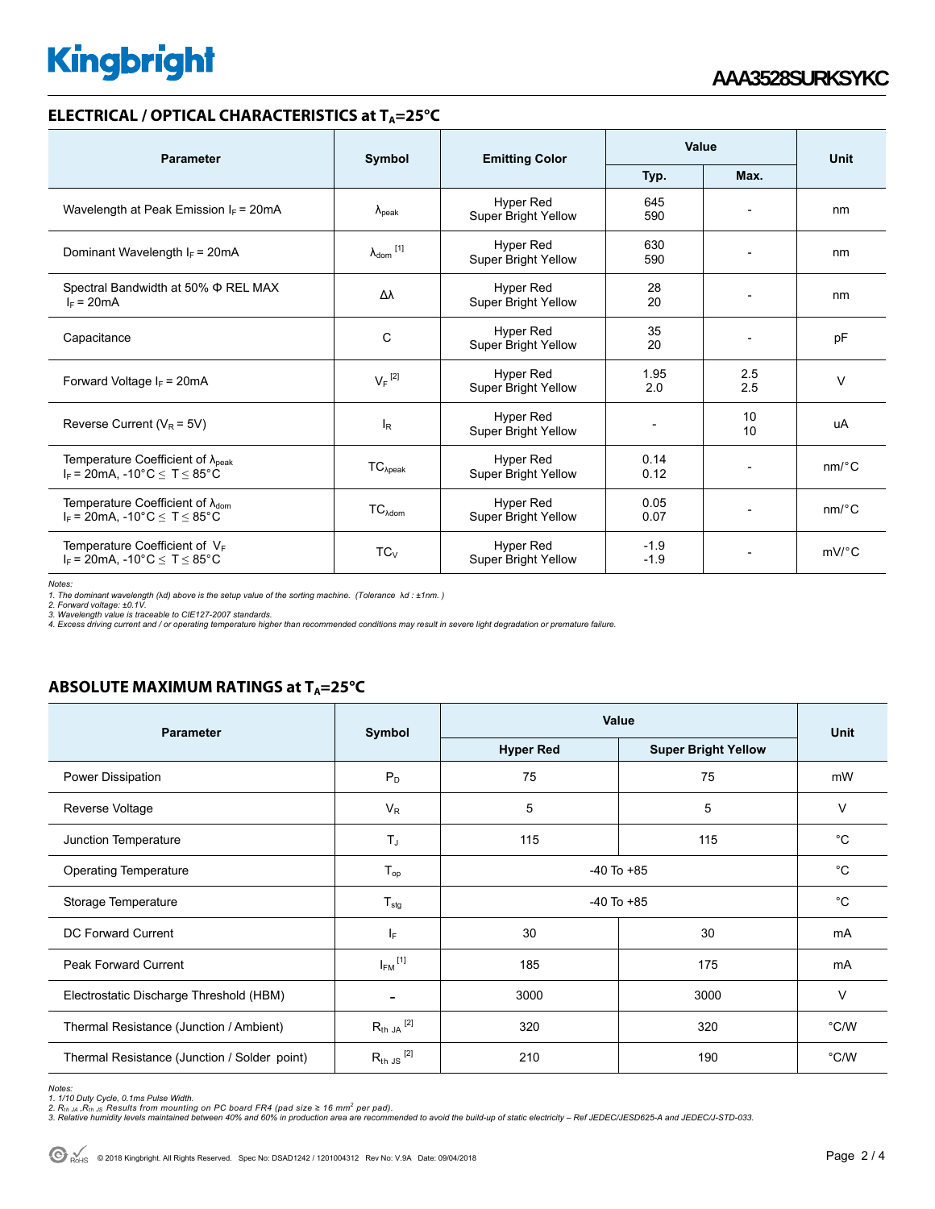## ELECTRICAL / OPTICAL CHARACTERISTICS at $T_A$=25°C

| Parameter | Symbol | Emitting Color | Value | | Unit |
|---|---|---|---|---|---|
| | | | Typ. | Max. | |
| Wavelength at Peak Emission $I_F$ = 20mA | $\lambda_{peak}$ | Hyper Red<br>Super Bright Yellow | 645<br>590 | - | nm |
| Dominant Wavelength $I_F$ = 20mA | $\lambda_{dom}$ [1] | Hyper Red<br>Super Bright Yellow | 630<br>590 | - | nm |
| Spectral Bandwidth at 50% Φ REL MAX<br>$I_F$ = 20mA | Δλ | Hyper Red<br>Super Bright Yellow | 28<br>20 | - | nm |
| Capacitance | C | Hyper Red<br>Super Bright Yellow | 35<br>20 | - | pF |
| Forward Voltage $I_F$ = 20mA | $V_F$ [2] | Hyper Red<br>Super Bright Yellow | 1.95<br>2.0 | 2.5<br>2.5 | V |
| Reverse Current ($V_R$ = 5V) | $I_R$ | Hyper Red<br>Super Bright Yellow | - | 10<br>10 | uA |
| Temperature Coefficient of $\lambda_{peak}$<br>$I_F$ = 20mA, -10°C ≤ T ≤ 85°C | $TC_{\lambda peak}$ | Hyper Red<br>Super Bright Yellow | 0.14<br>0.12 | - | nm/°C |
| Temperature Coefficient of $\lambda_{dom}$<br>$I_F$ = 20mA, -10°C ≤ T ≤ 85°C | $TC_{\lambda dom}$ | Hyper Red<br>Super Bright Yellow | 0.05<br>0.07 | - | nm/°C |
| Temperature Coefficient of $V_F$<br>$I_F$ = 20mA, -10°C ≤ T ≤ 85°C | $TC_V$ | Hyper Red<br>Super Bright Yellow | -1.9<br>-1.9 | - | mV/°C |

*Notes:*
*1. The dominant wavelength (λd) above is the setup value of the sorting machine. (Tolerance λd : ±1nm. )*
*2. Forward voltage: ±0.1V.*
*3. Wavelength value is traceable to CIE127-2007 standards.*
*4. Excess driving current and / or operating temperature higher than recommended conditions may result in severe light degradation or premature failure.*

## ABSOLUTE MAXIMUM RATINGS at $T_A$=25°C

| Parameter | Symbol | Value | | Unit |
|---|---|---|---|---|
| | | Hyper Red | Super Bright Yellow | |
| Power Dissipation | $P_D$ | 75 | 75 | mW |
| Reverse Voltage | $V_R$ | 5 | 5 | V |
| Junction Temperature | $T_J$ | 115 | 115 | °C |
| Operating Temperature | $T_{op}$ | -40 To +85 | | °C |
| Storage Temperature | $T_{stg}$ | -40 To +85 | | °C |
| DC Forward Current | $I_F$ | 30 | 30 | mA |
| Peak Forward Current | $I_{FM}$ [1] | 185 | 175 | mA |
| Electrostatic Discharge Threshold (HBM) | - | 3000 | 3000 | V |
| Thermal Resistance (Junction / Ambient) | $R_{th\ JA}$ [2] | 320 | 320 | °C/W |
| Thermal Resistance (Junction / Solder point) | $R_{th\ JS}$ [2] | 210 | 190 | °C/W |

*Notes:*
*1. 1/10 Duty Cycle, 0.1ms Pulse Width.*
*2. $R_{th\ JA}$ ,$R_{th\ JS}$ Results from mounting on PC board FR4 (pad size ≥ 16 $mm^2$ per pad).*
*3. Relative humidity levels maintained between 40% and 60% in production area are recommended to avoid the build-up of static electricity – Ref JEDEC/JESD625-A and JEDEC/J-STD-033.*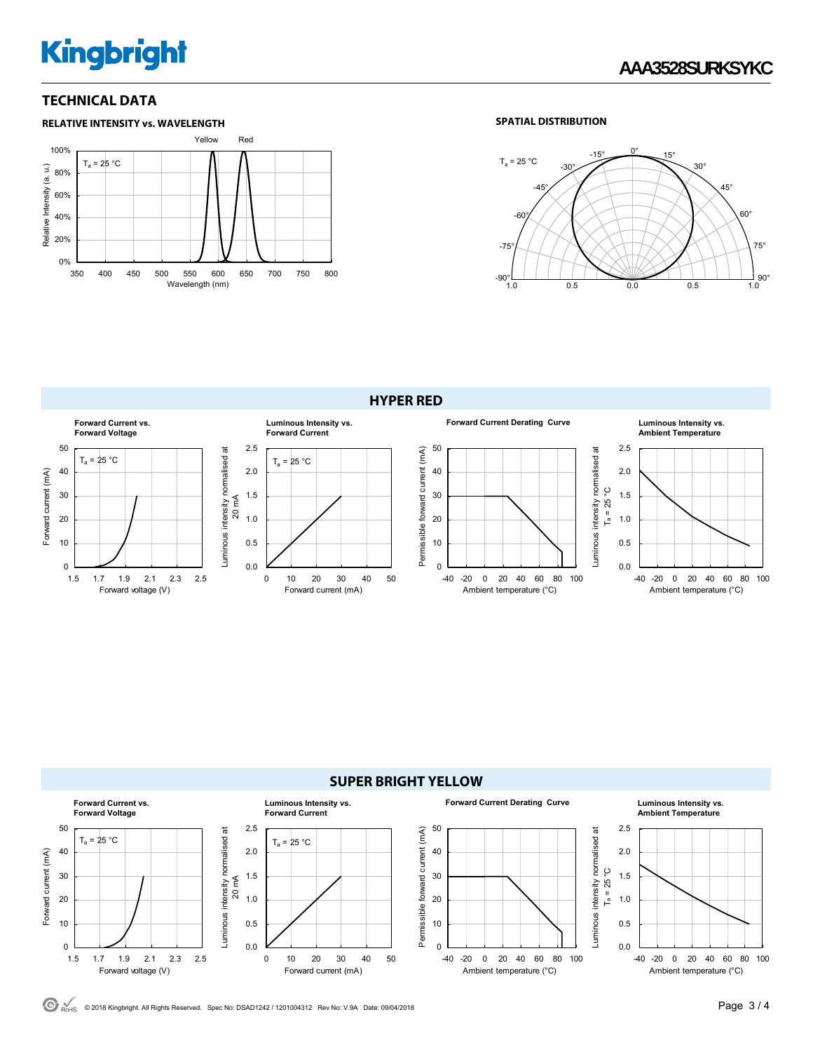## TECHNICAL DATA

### RELATIVE INTENSITY vs. WAVELENGTH

Yellow Red

$T_a$ = 25 °C

Relative Intensity (a. u.)

100% 80% 60% 40% 20% 0%

350 400 450 500 550 600 650 700 750 800

Wavelength (nm)

### SPATIAL DISTRIBUTION

$T_a$ = 25 °C

0° 15° 30° 45° 60° 75° 90° -15° -30° -45° -60° -75° -90°

1.0 0.5 0.0 0.5 1.0

## HYPER RED

**Forward Current vs. Forward Voltage**

$T_a$ = 25 °C

Forward current (mA)

Forward voltage (V)

**Luminous Intensity vs. Forward Current**

$T_a$ = 25 °C

Luminous intensity normalised at 20 mA

Forward current (mA)

**Forward Current Derating Curve**

Permissible foward current (mA)

Ambient temperature (°C)

**Luminous Intensity vs. Ambient Temperature**

Luminous intensity normalised at $T_a$ = 25 °C

Ambient temperature (°C)

## SUPER BRIGHT YELLOW

**Forward Current vs. Forward Voltage**

$T_a$ = 25 °C

Forward current (mA)

Forward voltage (V)

**Luminous Intensity vs. Forward Current**

$T_a$ = 25 °C

Luminous intensity normalised at 20 mA

Forward current (mA)

**Forward Current Derating Curve**

Permissible foward current (mA)

Ambient temperature (°C)

**Luminous Intensity vs. Ambient Temperature**

Luminous intensity normalised at $T_a$ = 25 °C

Ambient temperature (°C)

© 2018 Kingbright. All Rights Reserved. Spec No: DSAD1242 / 1201004312 Rev No: V.9A Date: 09/04/2018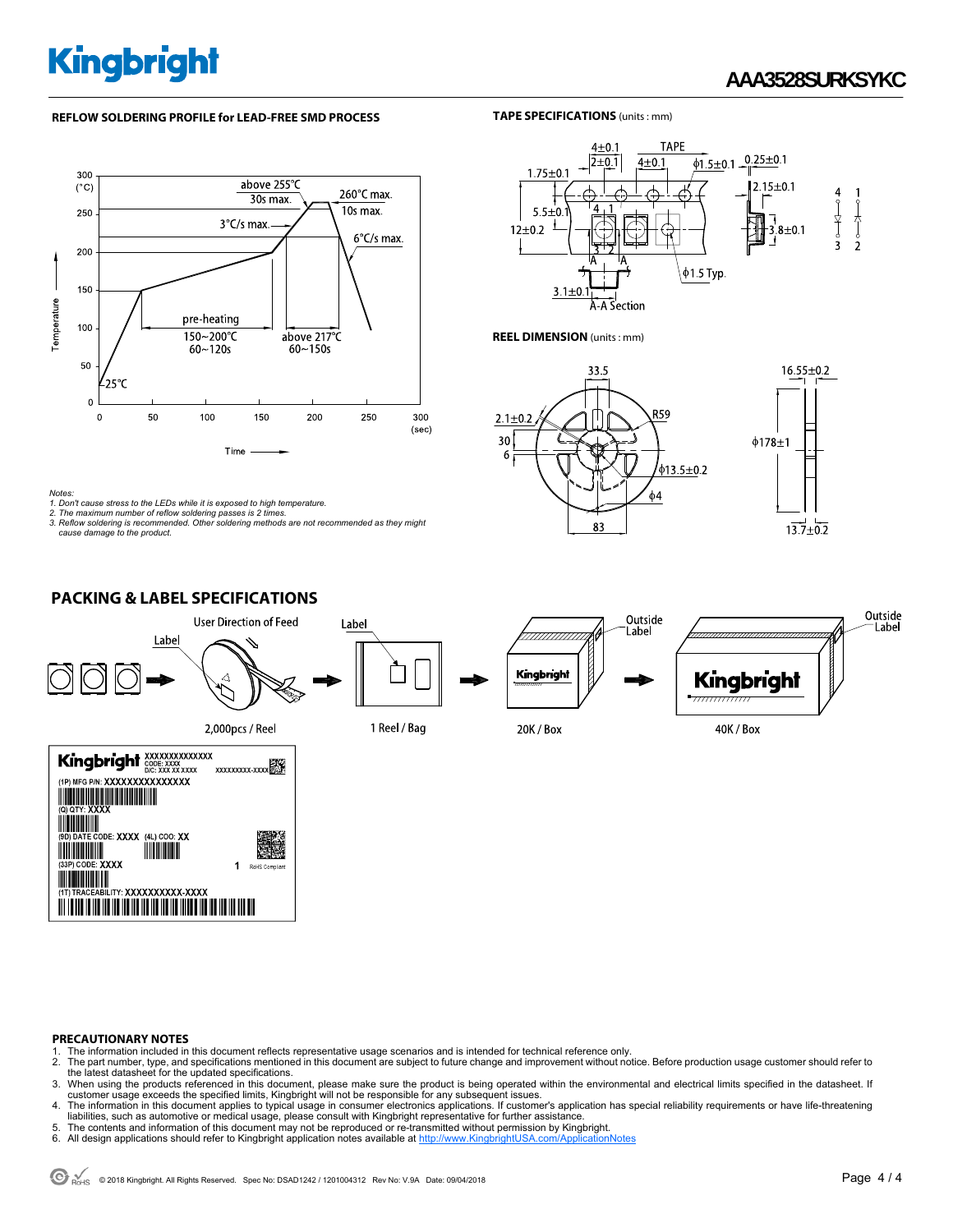## REFLOW SOLDERING PROFILE for LEAD-FREE SMD PROCESS

300
(°C)
250
200
150
100
50
0
Temperature
0 50 100 150 200 250 300 (sec)
Time

above 255°C
30s max.
260°C max.
10s max.
3°C/s max.
6°C/s max.
pre-heating
150~200°C
60~120s
above 217°C
60~150s
25°C

*Notes:*
*1. Don't cause stress to the LEDs while it is exposed to high temperature.*
*2. The maximum number of reflow soldering passes is 2 times.*
*3. Reflow soldering is recommended. Other soldering methods are not recommended as they might cause damage to the product.*

## TAPE SPECIFICATIONS (units : mm)

4±0.1
2±0.1
TAPE
4±0.1
ϕ1.5±0.1
0.25±0.1
1.75±0.1
5.5±0.1
12±0.2
2.15±0.1
3.8±0.1
ϕ1.5 Typ.
3.1±0.1
A-A Section
4 1
3 2

## REEL DIMENSION (units : mm)

33.5
16.55±0.2
2.1±0.2
R59
30
6
ϕ178±1
ϕ13.5±0.2
ϕ4
83
13.7±0.2

## PACKING & LABEL SPECIFICATIONS

Label
User Direction of Feed
Label
Outside Label
Outside Label

2,000pcs / Reel
1 Reel / Bag
20K / Box
40K / Box

Kingbright XXXXXXXXXXXXX
CODE: XXXX
D/C: XXX XX XXXX
XXXXXXXXX-XXXX
(1P) MFG P/N: XXXXXXXXXXXXXXX
(Q) QTY: XXXX
(9D) DATE CODE: XXXX (4L) COO: XX
(33P) CODE: XXXX
1 RoHS Compliant
(1T) TRACEABILITY: XXXXXXXXXX-XXXX

## PRECAUTIONARY NOTES

1. The information included in this document reflects representative usage scenarios and is intended for technical reference only.
2. The part number, type, and specifications mentioned in this document are subject to future change and improvement without notice. Before production usage customer should refer to the latest datasheet for the updated specifications.
3. When using the products referenced in this document, please make sure the product is being operated within the environmental and electrical limits specified in the datasheet. If customer usage exceeds the specified limits, Kingbright will not be responsible for any subsequent issues.
4. The information in this document applies to typical usage in consumer electronics applications. If customer's application has special reliability requirements or have life-threatening liabilities, such as automotive or medical usage, please consult with Kingbright representative for further assistance.
5. The contents and information of this document may not be reproduced or re-transmitted without permission by Kingbright.
6. All design applications should refer to Kingbright application notes available at http://www.KingbrightUSA.com/ApplicationNotes

© 2018 Kingbright. All Rights Reserved. Spec No: DSAD1242 / 1201004312 Rev No: V.9A Date: 09/04/2018